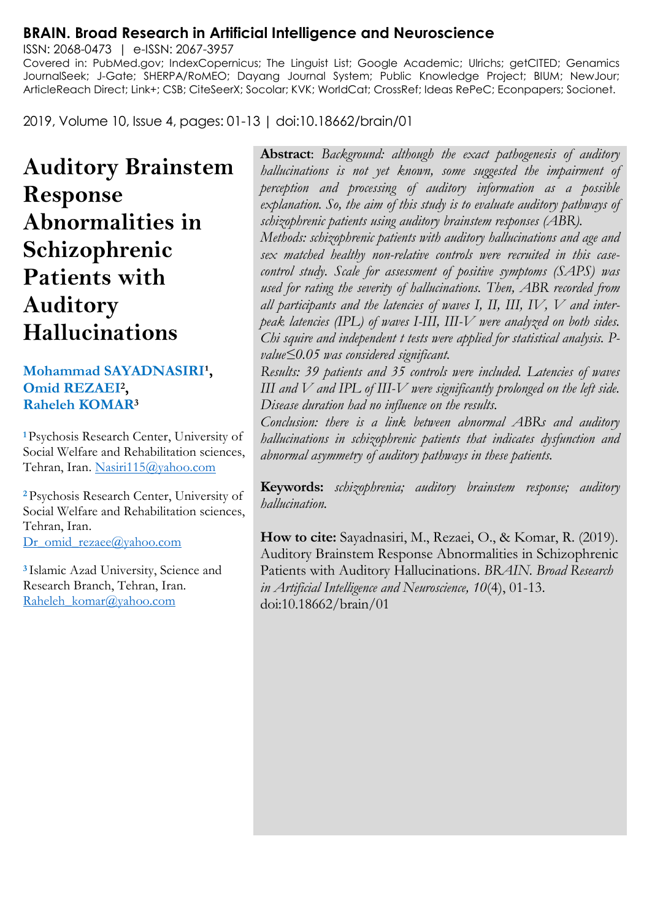**BRAIN. Broad Research in Artificial Intelligence and Neuroscience**

ISSN: 2068-0473 | e-ISSN: 2067-3957

Covered in: PubMed.gov; IndexCopernicus; The Linguist List; Google Academic; Ulrichs; getCITED; Genamics JournalSeek; J-Gate; SHERPA/RoMEO; Dayang Journal System; Public Knowledge Project; BIUM; NewJour; ArticleReach Direct; Link+; CSB; CiteSeerX; Socolar; KVK; WorldCat; CrossRef; Ideas RePeC; Econpapers; Socionet.

2019, Volume 10, Issue 4, pages: 01-13 | doi:10.18662/brain/01

# Auditory Brainstem Response Abnormalities in Schizophrenic Patients with Auditory Hallucinations

**Mohammad SAYADNASIRI[1], Omid REZAEI[2], Raheleh KOMAR[3]**

[1] Psychosis Research Center, University of Social Welfare and Rehabilitation sciences, Tehran, Iran. Nasiri115@yahoo.com

[2] Psychosis Research Center, University of Social Welfare and Rehabilitation sciences, Tehran, Iran. Dr_omid_rezaee@yahoo.com

[3] Islamic Azad University, Science and Research Branch, Tehran, Iran. Raheleh_komar@yahoo.com

**Abstract**: *Background: although the exact pathogenesis of auditory hallucinations is not yet known, some suggested the impairment of perception and processing of auditory information as a possible explanation. So, the aim of this study is to evaluate auditory pathways of schizophrenic patients using auditory brainstem responses (ABR).*

*Methods: schizophrenic patients with auditory hallucinations and age and sex matched healthy non-relative controls were recruited in this case-control study. Scale for assessment of positive symptoms (SAPS) was used for rating the severity of hallucinations. Then, ABR recorded from all participants and the latencies of waves I, II, III, IV, V and inter-peak latencies (IPL) of waves I-III, III-V were analyzed on both sides. Chi squire and independent t tests were applied for statistical analysis. P-value≤0.05 was considered significant.*

*Results: 39 patients and 35 controls were included. Latencies of waves III and V and IPL of III-V were significantly prolonged on the left side. Disease duration had no influence on the results.*

*Conclusion: there is a link between abnormal ABRs and auditory hallucinations in schizophrenic patients that indicates dysfunction and abnormal asymmetry of auditory pathways in these patients.*

**Keywords:** *schizophrenia; auditory brainstem response; auditory hallucination.*

**How to cite:** Sayadnasiri, M., Rezaei, O., & Komar, R. (2019). Auditory Brainstem Response Abnormalities in Schizophrenic Patients with Auditory Hallucinations. *BRAIN. Broad Research in Artificial Intelligence and Neuroscience, 10*(4), 01-13. doi:10.18662/brain/01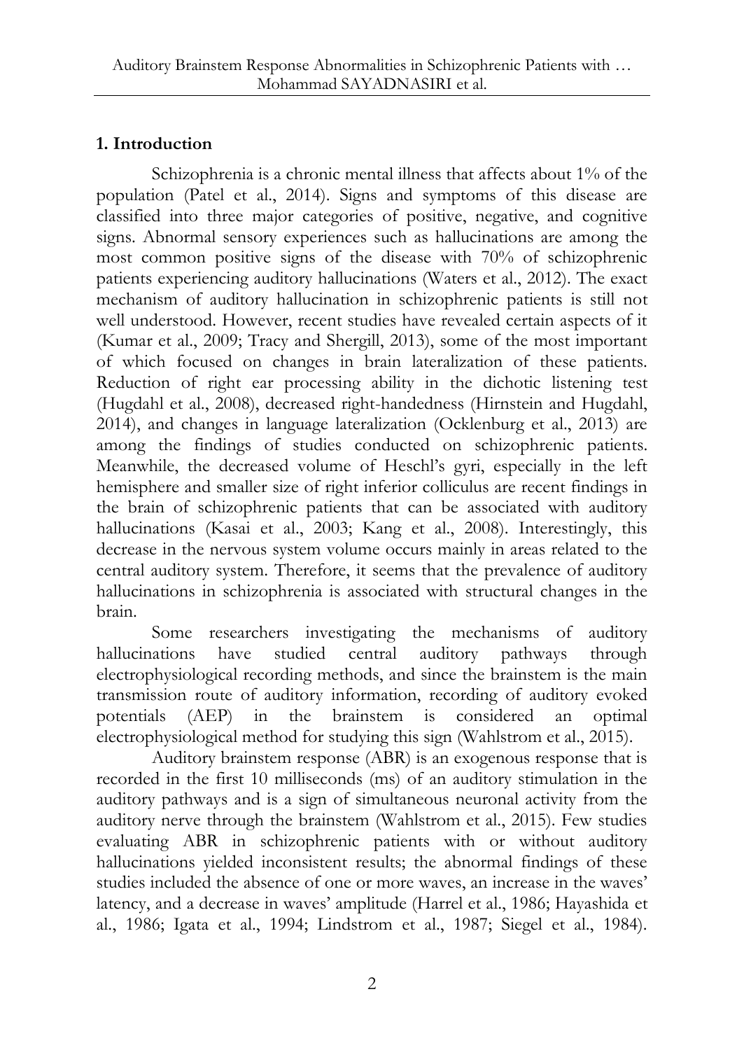## 1. Introduction

Schizophrenia is a chronic mental illness that affects about 1% of the population (Patel et al., 2014). Signs and symptoms of this disease are classified into three major categories of positive, negative, and cognitive signs. Abnormal sensory experiences such as hallucinations are among the most common positive signs of the disease with 70% of schizophrenic patients experiencing auditory hallucinations (Waters et al., 2012). The exact mechanism of auditory hallucination in schizophrenic patients is still not well understood. However, recent studies have revealed certain aspects of it (Kumar et al., 2009; Tracy and Shergill, 2013), some of the most important of which focused on changes in brain lateralization of these patients. Reduction of right ear processing ability in the dichotic listening test (Hugdahl et al., 2008), decreased right-handedness (Hirnstein and Hugdahl, 2014), and changes in language lateralization (Ocklenburg et al., 2013) are among the findings of studies conducted on schizophrenic patients. Meanwhile, the decreased volume of Heschl's gyri, especially in the left hemisphere and smaller size of right inferior colliculus are recent findings in the brain of schizophrenic patients that can be associated with auditory hallucinations (Kasai et al., 2003; Kang et al., 2008). Interestingly, this decrease in the nervous system volume occurs mainly in areas related to the central auditory system. Therefore, it seems that the prevalence of auditory hallucinations in schizophrenia is associated with structural changes in the brain.

Some researchers investigating the mechanisms of auditory hallucinations have studied central auditory pathways through electrophysiological recording methods, and since the brainstem is the main transmission route of auditory information, recording of auditory evoked potentials (AEP) in the brainstem is considered an optimal electrophysiological method for studying this sign (Wahlstrom et al., 2015).

Auditory brainstem response (ABR) is an exogenous response that is recorded in the first 10 milliseconds (ms) of an auditory stimulation in the auditory pathways and is a sign of simultaneous neuronal activity from the auditory nerve through the brainstem (Wahlstrom et al., 2015). Few studies evaluating ABR in schizophrenic patients with or without auditory hallucinations yielded inconsistent results; the abnormal findings of these studies included the absence of one or more waves, an increase in the waves' latency, and a decrease in waves' amplitude (Harrel et al., 1986; Hayashida et al., 1986; Igata et al., 1994; Lindstrom et al., 1987; Siegel et al., 1984).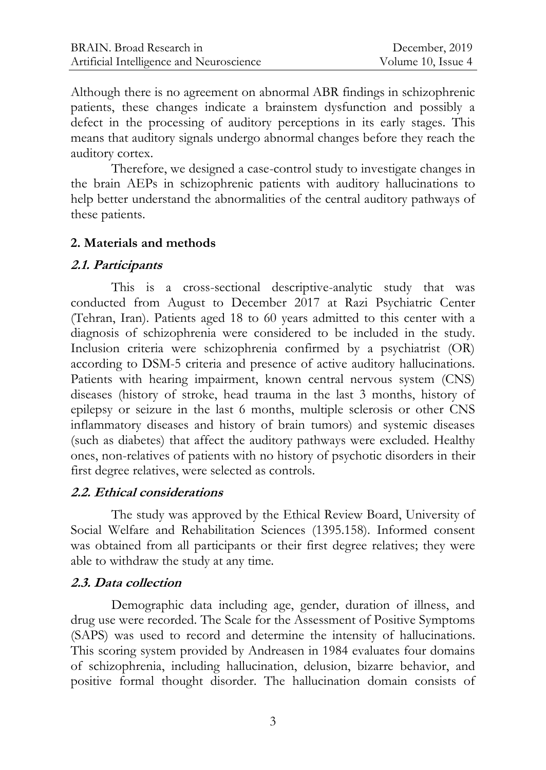Although there is no agreement on abnormal ABR findings in schizophrenic patients, these changes indicate a brainstem dysfunction and possibly a defect in the processing of auditory perceptions in its early stages. This means that auditory signals undergo abnormal changes before they reach the auditory cortex.

Therefore, we designed a case-control study to investigate changes in the brain AEPs in schizophrenic patients with auditory hallucinations to help better understand the abnormalities of the central auditory pathways of these patients.

## 2. Materials and methods

### *2.1. Participants*

This is a cross-sectional descriptive-analytic study that was conducted from August to December 2017 at Razi Psychiatric Center (Tehran, Iran). Patients aged 18 to 60 years admitted to this center with a diagnosis of schizophrenia were considered to be included in the study. Inclusion criteria were schizophrenia confirmed by a psychiatrist (OR) according to DSM-5 criteria and presence of active auditory hallucinations. Patients with hearing impairment, known central nervous system (CNS) diseases (history of stroke, head trauma in the last 3 months, history of epilepsy or seizure in the last 6 months, multiple sclerosis or other CNS inflammatory diseases and history of brain tumors) and systemic diseases (such as diabetes) that affect the auditory pathways were excluded. Healthy ones, non-relatives of patients with no history of psychotic disorders in their first degree relatives, were selected as controls.

### *2.2. Ethical considerations*

The study was approved by the Ethical Review Board, University of Social Welfare and Rehabilitation Sciences (1395.158). Informed consent was obtained from all participants or their first degree relatives; they were able to withdraw the study at any time.

### *2.3. Data collection*

Demographic data including age, gender, duration of illness, and drug use were recorded. The Scale for the Assessment of Positive Symptoms (SAPS) was used to record and determine the intensity of hallucinations. This scoring system provided by Andreasen in 1984 evaluates four domains of schizophrenia, including hallucination, delusion, bizarre behavior, and positive formal thought disorder. The hallucination domain consists of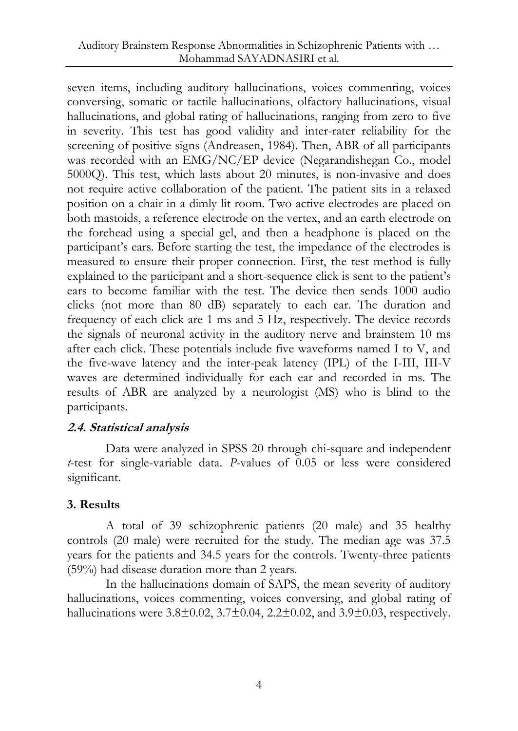seven items, including auditory hallucinations, voices commenting, voices conversing, somatic or tactile hallucinations, olfactory hallucinations, visual hallucinations, and global rating of hallucinations, ranging from zero to five in severity. This test has good validity and inter-rater reliability for the screening of positive signs (Andreasen, 1984). Then, ABR of all participants was recorded with an EMG/NC/EP device (Negarandishegan Co., model 5000Q). This test, which lasts about 20 minutes, is non-invasive and does not require active collaboration of the patient. The patient sits in a relaxed position on a chair in a dimly lit room. Two active electrodes are placed on both mastoids, a reference electrode on the vertex, and an earth electrode on the forehead using a special gel, and then a headphone is placed on the participant's ears. Before starting the test, the impedance of the electrodes is measured to ensure their proper connection. First, the test method is fully explained to the participant and a short-sequence click is sent to the patient's ears to become familiar with the test. The device then sends 1000 audio clicks (not more than 80 dB) separately to each ear. The duration and frequency of each click are 1 ms and 5 Hz, respectively. The device records the signals of neuronal activity in the auditory nerve and brainstem 10 ms after each click. These potentials include five waveforms named I to V, and the five-wave latency and the inter-peak latency (IPL) of the I-III, III-V waves are determined individually for each ear and recorded in ms. The results of ABR are analyzed by a neurologist (MS) who is blind to the participants.

### *2.4. Statistical analysis*

Data were analyzed in SPSS 20 through chi-square and independent *t*-test for single-variable data. *P*-values of 0.05 or less were considered significant.

## 3. Results

A total of 39 schizophrenic patients (20 male) and 35 healthy controls (20 male) were recruited for the study. The median age was 37.5 years for the patients and 34.5 years for the controls. Twenty-three patients (59%) had disease duration more than 2 years.

In the hallucinations domain of SAPS, the mean severity of auditory hallucinations, voices commenting, voices conversing, and global rating of hallucinations were $3.8\pm0.02$, $3.7\pm0.04$, $2.2\pm0.02$, and $3.9\pm0.03$, respectively.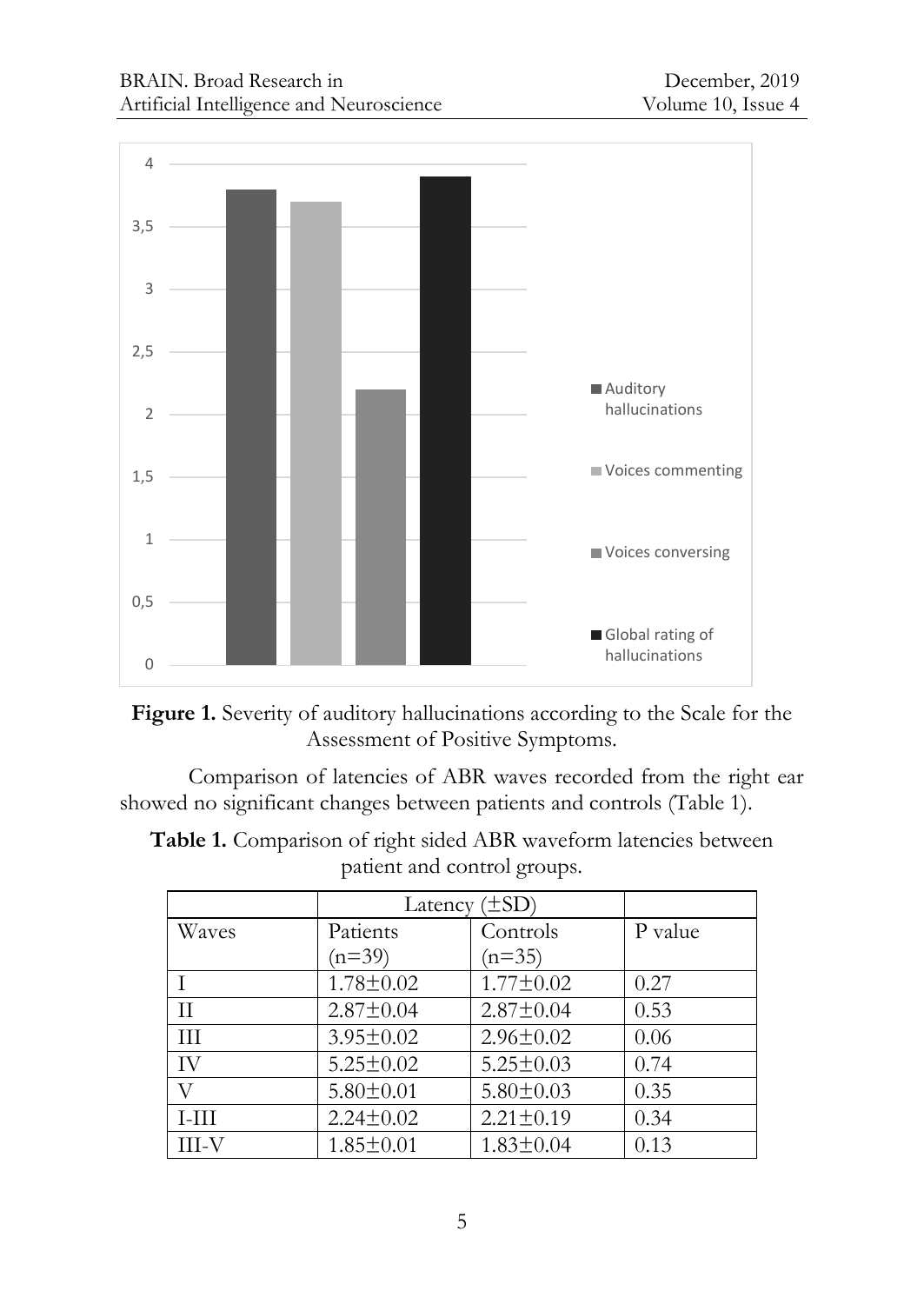**Figure 1.** Severity of auditory hallucinations according to the Scale for the Assessment of Positive Symptoms.

Comparison of latencies of ABR waves recorded from the right ear showed no significant changes between patients and controls (Table 1).

**Table 1.** Comparison of right sided ABR waveform latencies between patient and control groups.

| | Latency (±SD) | | |
|---|---|---|---|
| Waves | Patients (n=39) | Controls (n=35) | P value |
| I | 1.78±0.02 | 1.77±0.02 | 0.27 |
| II | 2.87±0.04 | 2.87±0.04 | 0.53 |
| III | 3.95±0.02 | 2.96±0.02 | 0.06 |
| IV | 5.25±0.02 | 5.25±0.03 | 0.74 |
| V | 5.80±0.01 | 5.80±0.03 | 0.35 |
| I-III | 2.24±0.02 | 2.21±0.19 | 0.34 |
| III-V | 1.85±0.01 | 1.83±0.04 | 0.13 |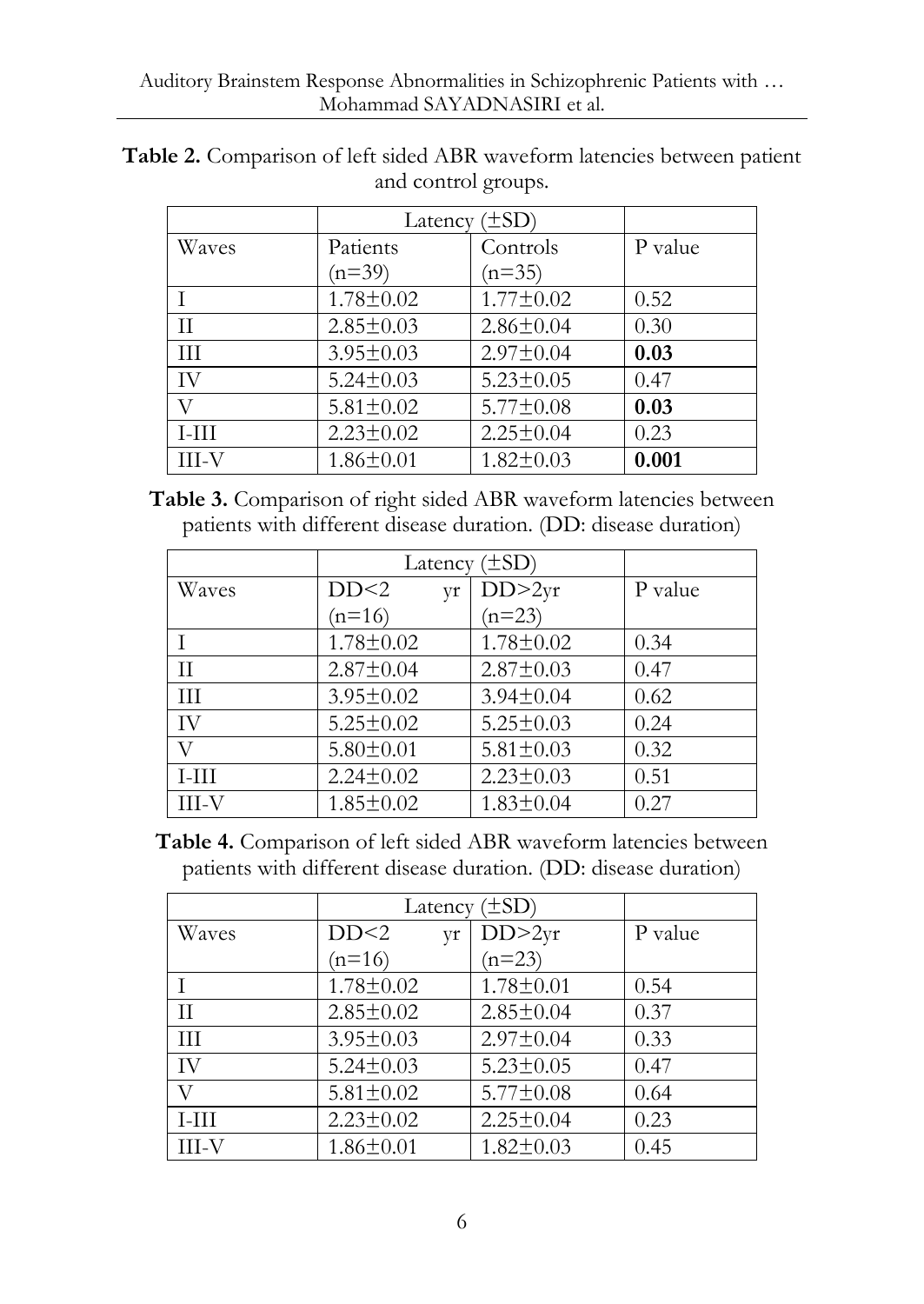**Table 2.** Comparison of left sided ABR waveform latencies between patient and control groups.

| | Latency (±SD) | | |
|---|---|---|---|
| Waves | Patients (n=39) | Controls (n=35) | P value |
| I | 1.78±0.02 | 1.77±0.02 | 0.52 |
| II | 2.85±0.03 | 2.86±0.04 | 0.30 |
| III | 3.95±0.03 | 2.97±0.04 | **0.03** |
| IV | 5.24±0.03 | 5.23±0.05 | 0.47 |
| V | 5.81±0.02 | 5.77±0.08 | **0.03** |
| I-III | 2.23±0.02 | 2.25±0.04 | 0.23 |
| III-V | 1.86±0.01 | 1.82±0.03 | **0.001** |

**Table 3.** Comparison of right sided ABR waveform latencies between patients with different disease duration. (DD: disease duration)

| | Latency (±SD) | | |
|---|---|---|---|
| Waves | DD<2 yr (n=16) | DD>2yr (n=23) | P value |
| I | 1.78±0.02 | 1.78±0.02 | 0.34 |
| II | 2.87±0.04 | 2.87±0.03 | 0.47 |
| III | 3.95±0.02 | 3.94±0.04 | 0.62 |
| IV | 5.25±0.02 | 5.25±0.03 | 0.24 |
| V | 5.80±0.01 | 5.81±0.03 | 0.32 |
| I-III | 2.24±0.02 | 2.23±0.03 | 0.51 |
| III-V | 1.85±0.02 | 1.83±0.04 | 0.27 |

**Table 4.** Comparison of left sided ABR waveform latencies between patients with different disease duration. (DD: disease duration)

| | Latency (±SD) | | |
|---|---|---|---|
| Waves | DD<2 yr (n=16) | DD>2yr (n=23) | P value |
| I | 1.78±0.02 | 1.78±0.01 | 0.54 |
| II | 2.85±0.02 | 2.85±0.04 | 0.37 |
| III | 3.95±0.03 | 2.97±0.04 | 0.33 |
| IV | 5.24±0.03 | 5.23±0.05 | 0.47 |
| V | 5.81±0.02 | 5.77±0.08 | 0.64 |
| I-III | 2.23±0.02 | 2.25±0.04 | 0.23 |
| III-V | 1.86±0.01 | 1.82±0.03 | 0.45 |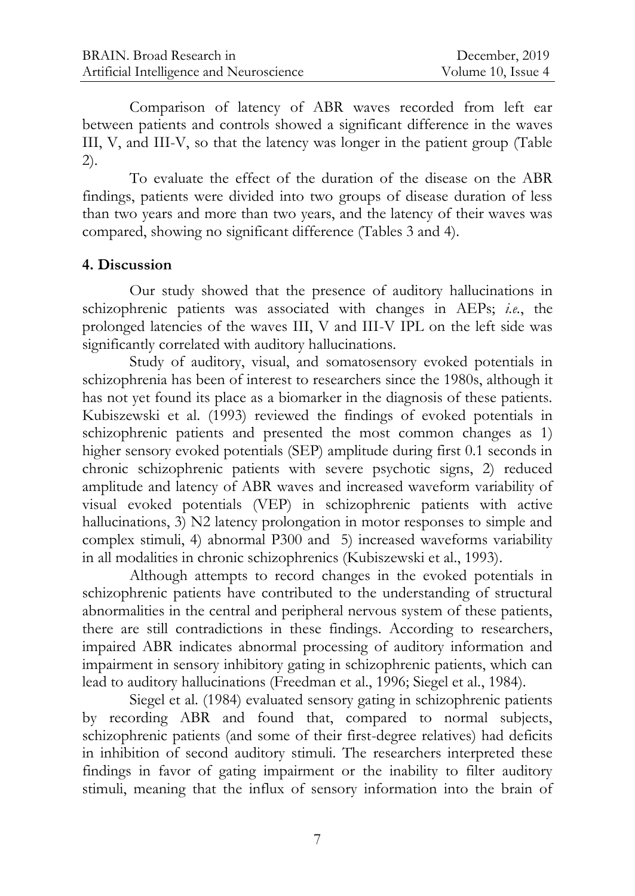Comparison of latency of ABR waves recorded from left ear between patients and controls showed a significant difference in the waves III, V, and III-V, so that the latency was longer in the patient group (Table 2).

To evaluate the effect of the duration of the disease on the ABR findings, patients were divided into two groups of disease duration of less than two years and more than two years, and the latency of their waves was compared, showing no significant difference (Tables 3 and 4).

## 4. Discussion

Our study showed that the presence of auditory hallucinations in schizophrenic patients was associated with changes in AEPs; *i.e.*, the prolonged latencies of the waves III, V and III-V IPL on the left side was significantly correlated with auditory hallucinations.

Study of auditory, visual, and somatosensory evoked potentials in schizophrenia has been of interest to researchers since the 1980s, although it has not yet found its place as a biomarker in the diagnosis of these patients. Kubiszewski et al. (1993) reviewed the findings of evoked potentials in schizophrenic patients and presented the most common changes as 1) higher sensory evoked potentials (SEP) amplitude during first 0.1 seconds in chronic schizophrenic patients with severe psychotic signs, 2) reduced amplitude and latency of ABR waves and increased waveform variability of visual evoked potentials (VEP) in schizophrenic patients with active hallucinations, 3) N2 latency prolongation in motor responses to simple and complex stimuli, 4) abnormal P300 and 5) increased waveforms variability in all modalities in chronic schizophrenics (Kubiszewski et al., 1993).

Although attempts to record changes in the evoked potentials in schizophrenic patients have contributed to the understanding of structural abnormalities in the central and peripheral nervous system of these patients, there are still contradictions in these findings. According to researchers, impaired ABR indicates abnormal processing of auditory information and impairment in sensory inhibitory gating in schizophrenic patients, which can lead to auditory hallucinations (Freedman et al., 1996; Siegel et al., 1984).

Siegel et al. (1984) evaluated sensory gating in schizophrenic patients by recording ABR and found that, compared to normal subjects, schizophrenic patients (and some of their first-degree relatives) had deficits in inhibition of second auditory stimuli. The researchers interpreted these findings in favor of gating impairment or the inability to filter auditory stimuli, meaning that the influx of sensory information into the brain of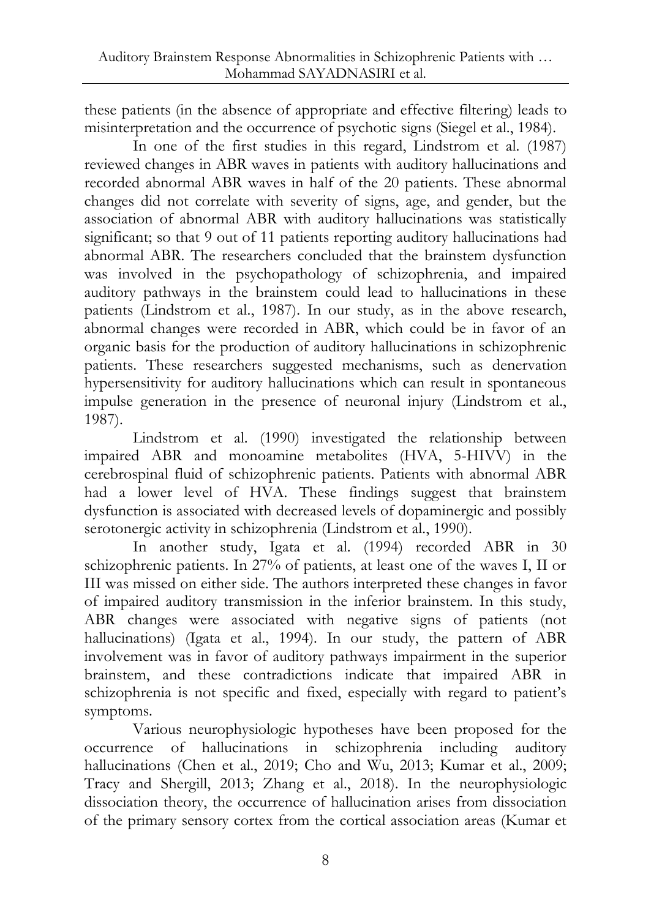these patients (in the absence of appropriate and effective filtering) leads to misinterpretation and the occurrence of psychotic signs (Siegel et al., 1984).

In one of the first studies in this regard, Lindstrom et al. (1987) reviewed changes in ABR waves in patients with auditory hallucinations and recorded abnormal ABR waves in half of the 20 patients. These abnormal changes did not correlate with severity of signs, age, and gender, but the association of abnormal ABR with auditory hallucinations was statistically significant; so that 9 out of 11 patients reporting auditory hallucinations had abnormal ABR. The researchers concluded that the brainstem dysfunction was involved in the psychopathology of schizophrenia, and impaired auditory pathways in the brainstem could lead to hallucinations in these patients (Lindstrom et al., 1987). In our study, as in the above research, abnormal changes were recorded in ABR, which could be in favor of an organic basis for the production of auditory hallucinations in schizophrenic patients. These researchers suggested mechanisms, such as denervation hypersensitivity for auditory hallucinations which can result in spontaneous impulse generation in the presence of neuronal injury (Lindstrom et al., 1987).

Lindstrom et al. (1990) investigated the relationship between impaired ABR and monoamine metabolites (HVA, 5-HIVV) in the cerebrospinal fluid of schizophrenic patients. Patients with abnormal ABR had a lower level of HVA. These findings suggest that brainstem dysfunction is associated with decreased levels of dopaminergic and possibly serotonergic activity in schizophrenia (Lindstrom et al., 1990).

In another study, Igata et al. (1994) recorded ABR in 30 schizophrenic patients. In 27% of patients, at least one of the waves I, II or III was missed on either side. The authors interpreted these changes in favor of impaired auditory transmission in the inferior brainstem. In this study, ABR changes were associated with negative signs of patients (not hallucinations) (Igata et al., 1994). In our study, the pattern of ABR involvement was in favor of auditory pathways impairment in the superior brainstem, and these contradictions indicate that impaired ABR in schizophrenia is not specific and fixed, especially with regard to patient's symptoms.

Various neurophysiologic hypotheses have been proposed for the occurrence of hallucinations in schizophrenia including auditory hallucinations (Chen et al., 2019; Cho and Wu, 2013; Kumar et al., 2009; Tracy and Shergill, 2013; Zhang et al., 2018). In the neurophysiologic dissociation theory, the occurrence of hallucination arises from dissociation of the primary sensory cortex from the cortical association areas (Kumar et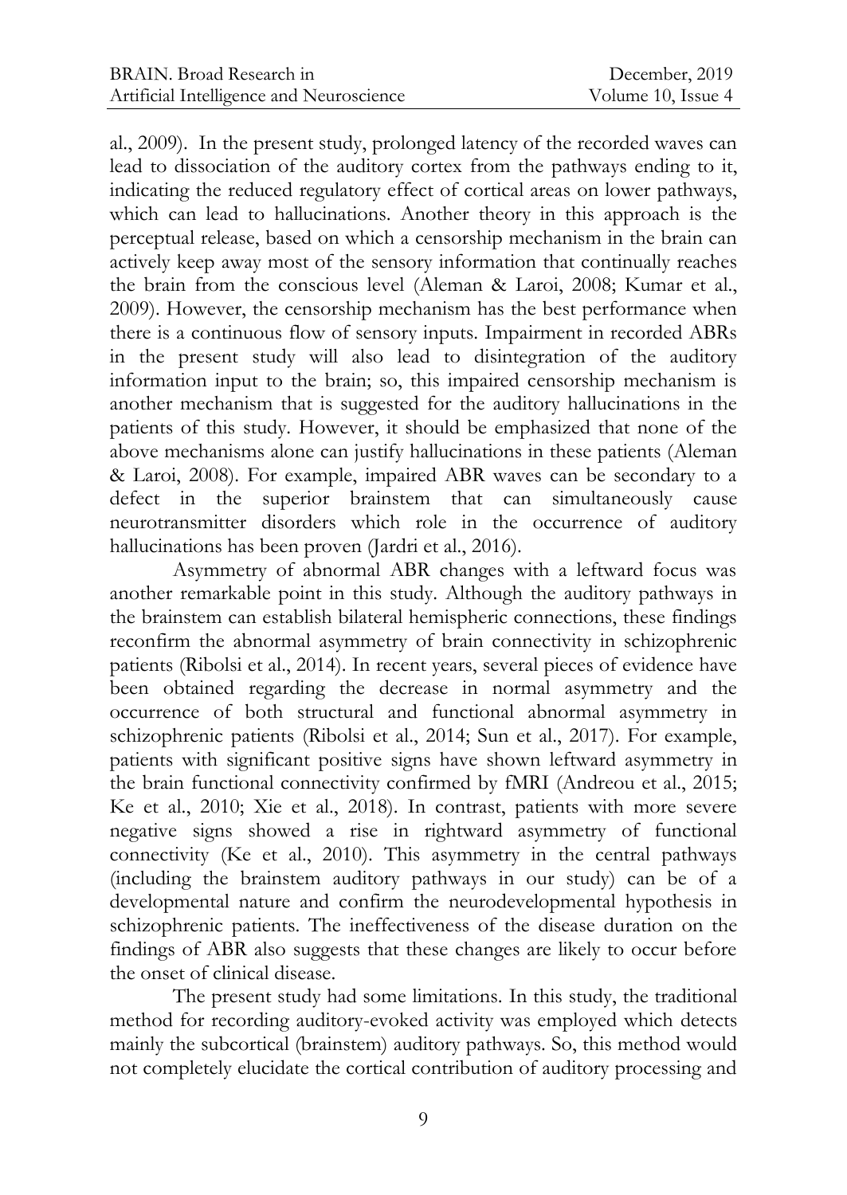al., 2009). In the present study, prolonged latency of the recorded waves can lead to dissociation of the auditory cortex from the pathways ending to it, indicating the reduced regulatory effect of cortical areas on lower pathways, which can lead to hallucinations. Another theory in this approach is the perceptual release, based on which a censorship mechanism in the brain can actively keep away most of the sensory information that continually reaches the brain from the conscious level (Aleman & Laroi, 2008; Kumar et al., 2009). However, the censorship mechanism has the best performance when there is a continuous flow of sensory inputs. Impairment in recorded ABRs in the present study will also lead to disintegration of the auditory information input to the brain; so, this impaired censorship mechanism is another mechanism that is suggested for the auditory hallucinations in the patients of this study. However, it should be emphasized that none of the above mechanisms alone can justify hallucinations in these patients (Aleman & Laroi, 2008). For example, impaired ABR waves can be secondary to a defect in the superior brainstem that can simultaneously cause neurotransmitter disorders which role in the occurrence of auditory hallucinations has been proven (Jardri et al., 2016).

Asymmetry of abnormal ABR changes with a leftward focus was another remarkable point in this study. Although the auditory pathways in the brainstem can establish bilateral hemispheric connections, these findings reconfirm the abnormal asymmetry of brain connectivity in schizophrenic patients (Ribolsi et al., 2014). In recent years, several pieces of evidence have been obtained regarding the decrease in normal asymmetry and the occurrence of both structural and functional abnormal asymmetry in schizophrenic patients (Ribolsi et al., 2014; Sun et al., 2017). For example, patients with significant positive signs have shown leftward asymmetry in the brain functional connectivity confirmed by fMRI (Andreou et al., 2015; Ke et al., 2010; Xie et al., 2018). In contrast, patients with more severe negative signs showed a rise in rightward asymmetry of functional connectivity (Ke et al., 2010). This asymmetry in the central pathways (including the brainstem auditory pathways in our study) can be of a developmental nature and confirm the neurodevelopmental hypothesis in schizophrenic patients. The ineffectiveness of the disease duration on the findings of ABR also suggests that these changes are likely to occur before the onset of clinical disease.

The present study had some limitations. In this study, the traditional method for recording auditory-evoked activity was employed which detects mainly the subcortical (brainstem) auditory pathways. So, this method would not completely elucidate the cortical contribution of auditory processing and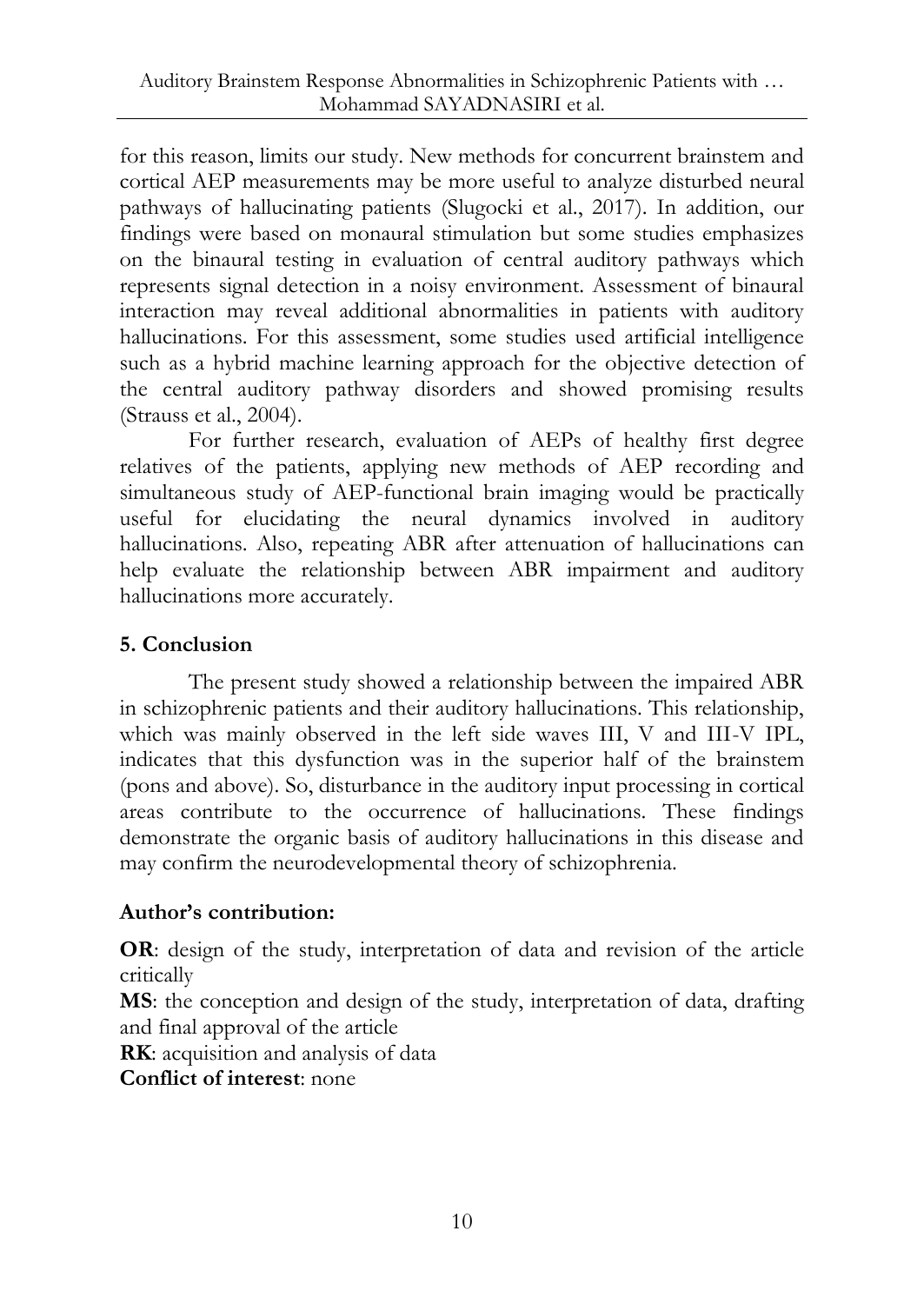for this reason, limits our study. New methods for concurrent brainstem and cortical AEP measurements may be more useful to analyze disturbed neural pathways of hallucinating patients (Slugocki et al., 2017). In addition, our findings were based on monaural stimulation but some studies emphasizes on the binaural testing in evaluation of central auditory pathways which represents signal detection in a noisy environment. Assessment of binaural interaction may reveal additional abnormalities in patients with auditory hallucinations. For this assessment, some studies used artificial intelligence such as a hybrid machine learning approach for the objective detection of the central auditory pathway disorders and showed promising results (Strauss et al., 2004).

For further research, evaluation of AEPs of healthy first degree relatives of the patients, applying new methods of AEP recording and simultaneous study of AEP-functional brain imaging would be practically useful for elucidating the neural dynamics involved in auditory hallucinations. Also, repeating ABR after attenuation of hallucinations can help evaluate the relationship between ABR impairment and auditory hallucinations more accurately.

## 5. Conclusion

The present study showed a relationship between the impaired ABR in schizophrenic patients and their auditory hallucinations. This relationship, which was mainly observed in the left side waves III, V and III-V IPL, indicates that this dysfunction was in the superior half of the brainstem (pons and above). So, disturbance in the auditory input processing in cortical areas contribute to the occurrence of hallucinations. These findings demonstrate the organic basis of auditory hallucinations in this disease and may confirm the neurodevelopmental theory of schizophrenia.

## Author's contribution:

**OR**: design of the study, interpretation of data and revision of the article critically

**MS**: the conception and design of the study, interpretation of data, drafting and final approval of the article

**RK**: acquisition and analysis of data

**Conflict of interest**: none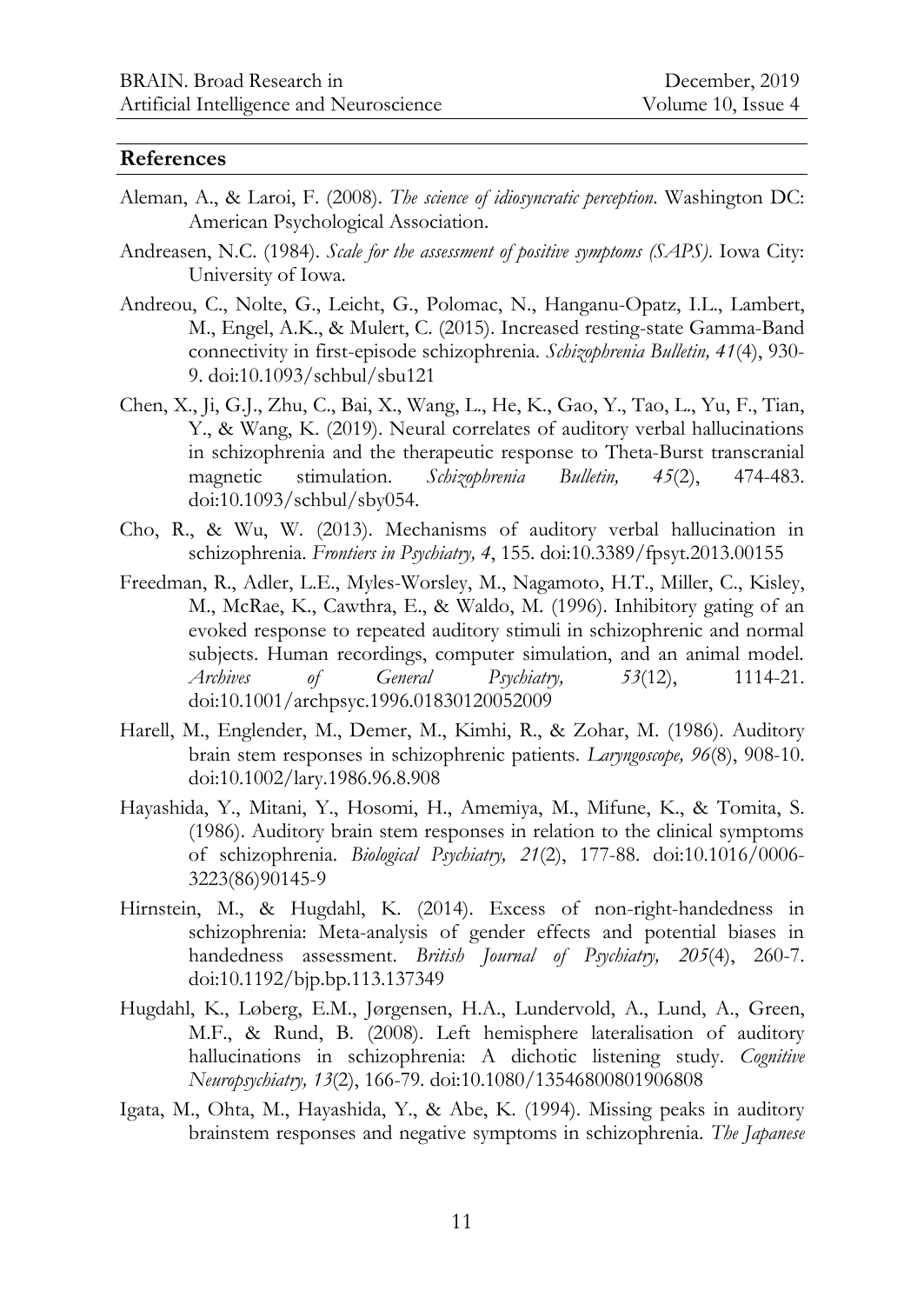## References

Aleman, A., & Laroi, F. (2008). *The science of idiosyncratic perception*. Washington DC: American Psychological Association.

Andreasen, N.C. (1984). *Scale for the assessment of positive symptoms (SAPS)*. Iowa City: University of Iowa.

Andreou, C., Nolte, G., Leicht, G., Polomac, N., Hanganu-Opatz, I.L., Lambert, M., Engel, A.K., & Mulert, C. (2015). Increased resting-state Gamma-Band connectivity in first-episode schizophrenia. *Schizophrenia Bulletin, 41*(4), 930-9. doi:10.1093/schbul/sbu121

Chen, X., Ji, G.J., Zhu, C., Bai, X., Wang, L., He, K., Gao, Y., Tao, L., Yu, F., Tian, Y., & Wang, K. (2019). Neural correlates of auditory verbal hallucinations in schizophrenia and the therapeutic response to Theta-Burst transcranial magnetic stimulation. *Schizophrenia Bulletin, 45*(2), 474-483. doi:10.1093/schbul/sby054.

Cho, R., & Wu, W. (2013). Mechanisms of auditory verbal hallucination in schizophrenia. *Frontiers in Psychiatry, 4*, 155. doi:10.3389/fpsyt.2013.00155

Freedman, R., Adler, L.E., Myles-Worsley, M., Nagamoto, H.T., Miller, C., Kisley, M., McRae, K., Cawthra, E., & Waldo, M. (1996). Inhibitory gating of an evoked response to repeated auditory stimuli in schizophrenic and normal subjects. Human recordings, computer simulation, and an animal model. *Archives of General Psychiatry, 53*(12), 1114-21. doi:10.1001/archpsyc.1996.01830120052009

Harell, M., Englender, M., Demer, M., Kimhi, R., & Zohar, M. (1986). Auditory brain stem responses in schizophrenic patients. *Laryngoscope, 96*(8), 908-10. doi:10.1002/lary.1986.96.8.908

Hayashida, Y., Mitani, Y., Hosomi, H., Amemiya, M., Mifune, K., & Tomita, S. (1986). Auditory brain stem responses in relation to the clinical symptoms of schizophrenia. *Biological Psychiatry, 21*(2), 177-88. doi:10.1016/0006-3223(86)90145-9

Hirnstein, M., & Hugdahl, K. (2014). Excess of non-right-handedness in schizophrenia: Meta-analysis of gender effects and potential biases in handedness assessment. *British Journal of Psychiatry, 205*(4), 260-7. doi:10.1192/bjp.bp.113.137349

Hugdahl, K., Løberg, E.M., Jørgensen, H.A., Lundervold, A., Lund, A., Green, M.F., & Rund, B. (2008). Left hemisphere lateralisation of auditory hallucinations in schizophrenia: A dichotic listening study. *Cognitive Neuropsychiatry, 13*(2), 166-79. doi:10.1080/13546800801906808

Igata, M., Ohta, M., Hayashida, Y., & Abe, K. (1994). Missing peaks in auditory brainstem responses and negative symptoms in schizophrenia. *The Japanese*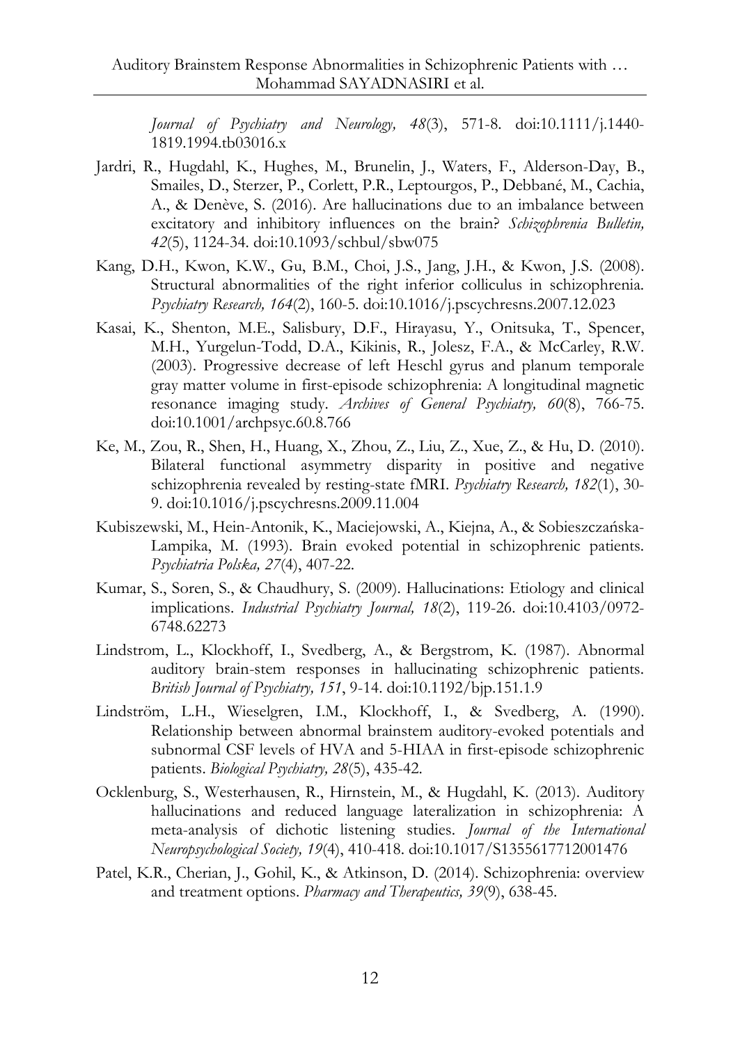*Journal of Psychiatry and Neurology, 48*(3), 571-8. doi:10.1111/j.1440-1819.1994.tb03016.x

Jardri, R., Hugdahl, K., Hughes, M., Brunelin, J., Waters, F., Alderson-Day, B., Smailes, D., Sterzer, P., Corlett, P.R., Leptourgos, P., Debbané, M., Cachia, A., & Denève, S. (2016). Are hallucinations due to an imbalance between excitatory and inhibitory influences on the brain? *Schizophrenia Bulletin, 42*(5), 1124-34. doi:10.1093/schbul/sbw075

Kang, D.H., Kwon, K.W., Gu, B.M., Choi, J.S., Jang, J.H., & Kwon, J.S. (2008). Structural abnormalities of the right inferior colliculus in schizophrenia. *Psychiatry Research, 164*(2), 160-5. doi:10.1016/j.pscychresns.2007.12.023

Kasai, K., Shenton, M.E., Salisbury, D.F., Hirayasu, Y., Onitsuka, T., Spencer, M.H., Yurgelun-Todd, D.A., Kikinis, R., Jolesz, F.A., & McCarley, R.W. (2003). Progressive decrease of left Heschl gyrus and planum temporale gray matter volume in first-episode schizophrenia: A longitudinal magnetic resonance imaging study. *Archives of General Psychiatry, 60*(8), 766-75. doi:10.1001/archpsyc.60.8.766

Ke, M., Zou, R., Shen, H., Huang, X., Zhou, Z., Liu, Z., Xue, Z., & Hu, D. (2010). Bilateral functional asymmetry disparity in positive and negative schizophrenia revealed by resting-state fMRI. *Psychiatry Research, 182*(1), 30-9. doi:10.1016/j.pscychresns.2009.11.004

Kubiszewski, M., Hein-Antonik, K., Maciejowski, A., Kiejna, A., & Sobieszczańska-Lampika, M. (1993). Brain evoked potential in schizophrenic patients. *Psychiatria Polska, 27*(4), 407-22.

Kumar, S., Soren, S., & Chaudhury, S. (2009). Hallucinations: Etiology and clinical implications. *Industrial Psychiatry Journal, 18*(2), 119-26. doi:10.4103/0972-6748.62273

Lindstrom, L., Klockhoff, I., Svedberg, A., & Bergstrom, K. (1987). Abnormal auditory brain-stem responses in hallucinating schizophrenic patients. *British Journal of Psychiatry, 151*, 9-14. doi:10.1192/bjp.151.1.9

Lindström, L.H., Wieselgren, I.M., Klockhoff, I., & Svedberg, A. (1990). Relationship between abnormal brainstem auditory-evoked potentials and subnormal CSF levels of HVA and 5-HIAA in first-episode schizophrenic patients. *Biological Psychiatry, 28*(5), 435-42.

Ocklenburg, S., Westerhausen, R., Hirnstein, M., & Hugdahl, K. (2013). Auditory hallucinations and reduced language lateralization in schizophrenia: A meta-analysis of dichotic listening studies. *Journal of the International Neuropsychological Society, 19*(4), 410-418. doi:10.1017/S1355617712001476

Patel, K.R., Cherian, J., Gohil, K., & Atkinson, D. (2014). Schizophrenia: overview and treatment options. *Pharmacy and Therapeutics, 39*(9), 638-45.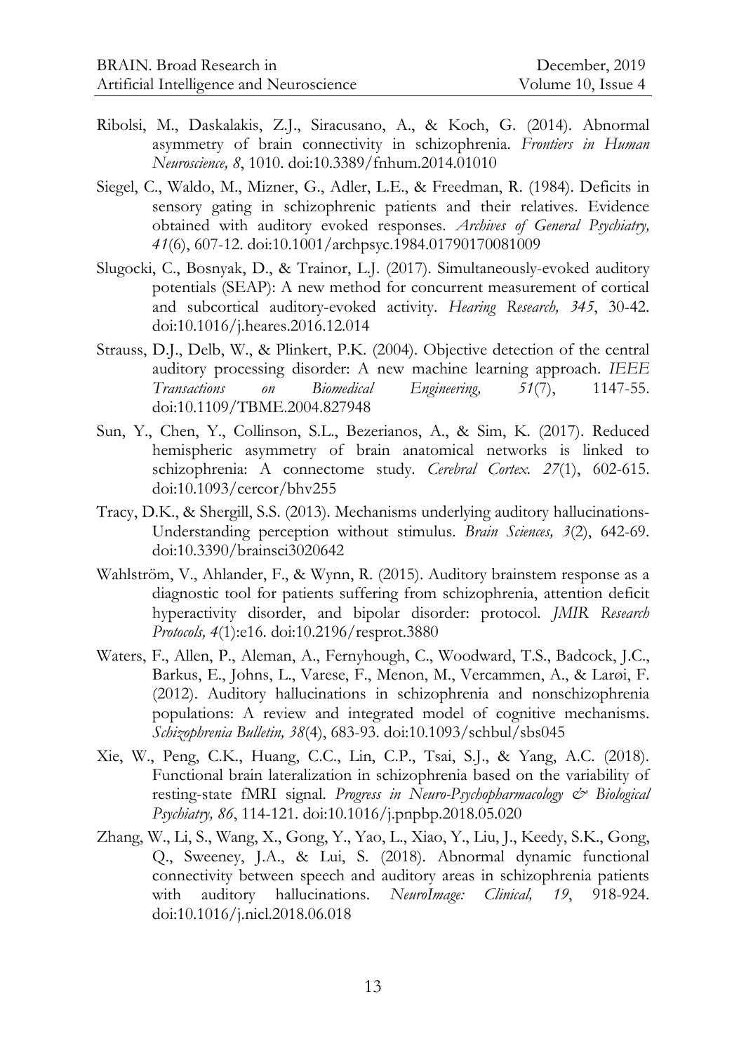Ribolsi, M., Daskalakis, Z.J., Siracusano, A., & Koch, G. (2014). Abnormal asymmetry of brain connectivity in schizophrenia. *Frontiers in Human Neuroscience, 8*, 1010. doi:10.3389/fnhum.2014.01010

Siegel, C., Waldo, M., Mizner, G., Adler, L.E., & Freedman, R. (1984). Deficits in sensory gating in schizophrenic patients and their relatives. Evidence obtained with auditory evoked responses. *Archives of General Psychiatry, 41*(6), 607-12. doi:10.1001/archpsyc.1984.01790170081009

Slugocki, C., Bosnyak, D., & Trainor, L.J. (2017). Simultaneously-evoked auditory potentials (SEAP): A new method for concurrent measurement of cortical and subcortical auditory-evoked activity. *Hearing Research, 345*, 30-42. doi:10.1016/j.heares.2016.12.014

Strauss, D.J., Delb, W., & Plinkert, P.K. (2004). Objective detection of the central auditory processing disorder: A new machine learning approach. *IEEE Transactions on Biomedical Engineering, 51*(7), 1147-55. doi:10.1109/TBME.2004.827948

Sun, Y., Chen, Y., Collinson, S.L., Bezerianos, A., & Sim, K. (2017). Reduced hemispheric asymmetry of brain anatomical networks is linked to schizophrenia: A connectome study. *Cerebral Cortex. 27*(1), 602-615. doi:10.1093/cercor/bhv255

Tracy, D.K., & Shergill, S.S. (2013). Mechanisms underlying auditory hallucinations-Understanding perception without stimulus. *Brain Sciences, 3*(2), 642-69. doi:10.3390/brainsci3020642

Wahlström, V., Ahlander, F., & Wynn, R. (2015). Auditory brainstem response as a diagnostic tool for patients suffering from schizophrenia, attention deficit hyperactivity disorder, and bipolar disorder: protocol. *JMIR Research Protocols, 4*(1):e16. doi:10.2196/resprot.3880

Waters, F., Allen, P., Aleman, A., Fernyhough, C., Woodward, T.S., Badcock, J.C., Barkus, E., Johns, L., Varese, F., Menon, M., Vercammen, A., & Larøi, F. (2012). Auditory hallucinations in schizophrenia and nonschizophrenia populations: A review and integrated model of cognitive mechanisms. *Schizophrenia Bulletin, 38*(4), 683-93. doi:10.1093/schbul/sbs045

Xie, W., Peng, C.K., Huang, C.C., Lin, C.P., Tsai, S.J., & Yang, A.C. (2018). Functional brain lateralization in schizophrenia based on the variability of resting-state fMRI signal. *Progress in Neuro-Psychopharmacology & Biological Psychiatry, 86*, 114-121. doi:10.1016/j.pnpbp.2018.05.020

Zhang, W., Li, S., Wang, X., Gong, Y., Yao, L., Xiao, Y., Liu, J., Keedy, S.K., Gong, Q., Sweeney, J.A., & Lui, S. (2018). Abnormal dynamic functional connectivity between speech and auditory areas in schizophrenia patients with auditory hallucinations. *NeuroImage: Clinical, 19*, 918-924. doi:10.1016/j.nicl.2018.06.018